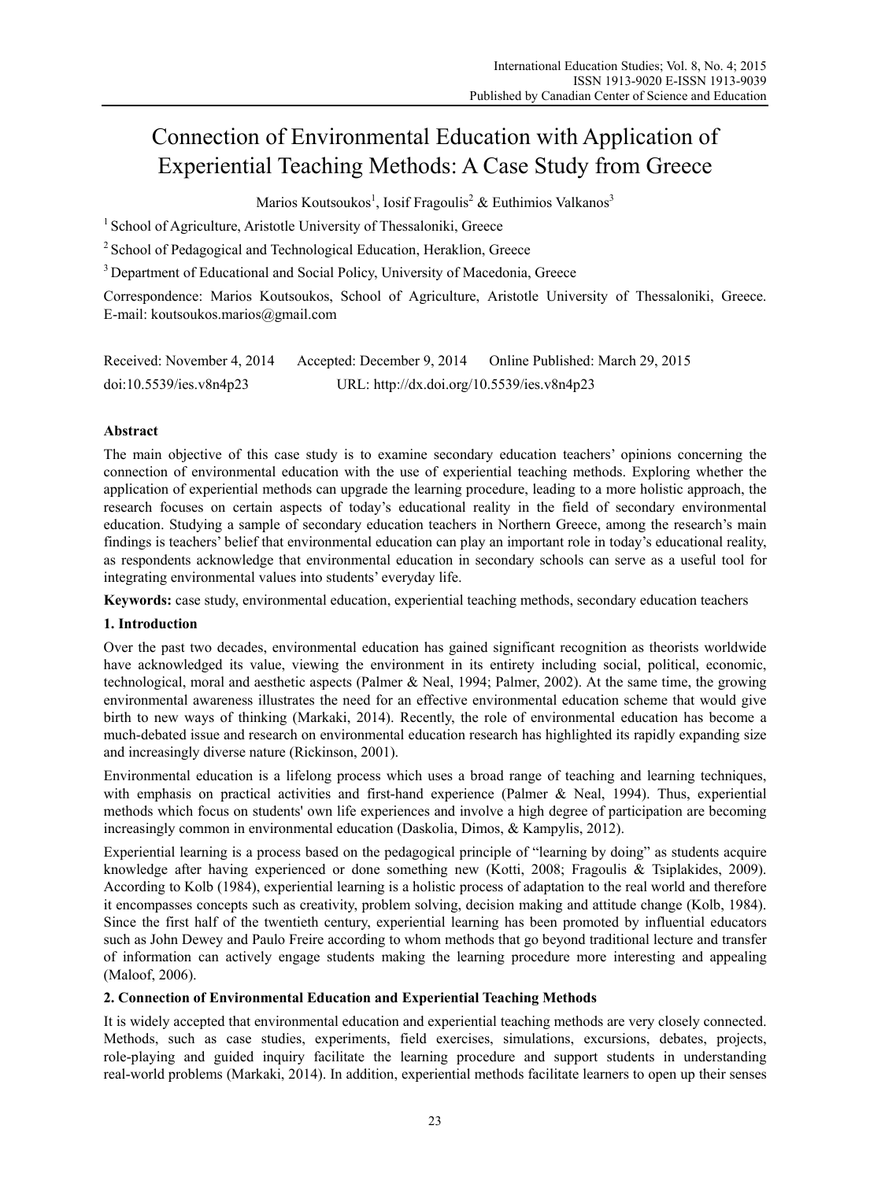# Connection of Environmental Education with Application of Experiential Teaching Methods: A Case Study from Greece

Marios Koutsoukos[1], Iosif Fragoulis[2] & Euthimios Valkanos[3]

[1] School of Agriculture, Aristotle University of Thessaloniki, Greece

[2] School of Pedagogical and Technological Education, Heraklion, Greece

[3] Department of Educational and Social Policy, University of Macedonia, Greece

Correspondence: Marios Koutsoukos, School of Agriculture, Aristotle University of Thessaloniki, Greece. E-mail: koutsoukos.marios@gmail.com

Received: November 4, 2014 Accepted: December 9, 2014 Online Published: March 29, 2015

doi:10.5539/ies.v8n4p23 URL: http://dx.doi.org/10.5539/ies.v8n4p23

## Abstract

The main objective of this case study is to examine secondary education teachers' opinions concerning the connection of environmental education with the use of experiential teaching methods. Exploring whether the application of experiential methods can upgrade the learning procedure, leading to a more holistic approach, the research focuses on certain aspects of today's educational reality in the field of secondary environmental education. Studying a sample of secondary education teachers in Northern Greece, among the research's main findings is teachers' belief that environmental education can play an important role in today's educational reality, as respondents acknowledge that environmental education in secondary schools can serve as a useful tool for integrating environmental values into students' everyday life.

**Keywords:** case study, environmental education, experiential teaching methods, secondary education teachers

## 1. Introduction

Over the past two decades, environmental education has gained significant recognition as theorists worldwide have acknowledged its value, viewing the environment in its entirety including social, political, economic, technological, moral and aesthetic aspects (Palmer & Neal, 1994; Palmer, 2002). At the same time, the growing environmental awareness illustrates the need for an effective environmental education scheme that would give birth to new ways of thinking (Markaki, 2014). Recently, the role of environmental education has become a much-debated issue and research on environmental education research has highlighted its rapidly expanding size and increasingly diverse nature (Rickinson, 2001).

Environmental education is a lifelong process which uses a broad range of teaching and learning techniques, with emphasis on practical activities and first-hand experience (Palmer & Neal, 1994). Thus, experiential methods which focus on students' own life experiences and involve a high degree of participation are becoming increasingly common in environmental education (Daskolia, Dimos, & Kampylis, 2012).

Experiential learning is a process based on the pedagogical principle of "learning by doing" as students acquire knowledge after having experienced or done something new (Kotti, 2008; Fragoulis & Tsiplakides, 2009). According to Kolb (1984), experiential learning is a holistic process of adaptation to the real world and therefore it encompasses concepts such as creativity, problem solving, decision making and attitude change (Kolb, 1984). Since the first half of the twentieth century, experiential learning has been promoted by influential educators such as John Dewey and Paulo Freire according to whom methods that go beyond traditional lecture and transfer of information can actively engage students making the learning procedure more interesting and appealing (Maloof, 2006).

## 2. Connection of Environmental Education and Experiential Teaching Methods

It is widely accepted that environmental education and experiential teaching methods are very closely connected. Methods, such as case studies, experiments, field exercises, simulations, excursions, debates, projects, role-playing and guided inquiry facilitate the learning procedure and support students in understanding real-world problems (Markaki, 2014). In addition, experiential methods facilitate learners to open up their senses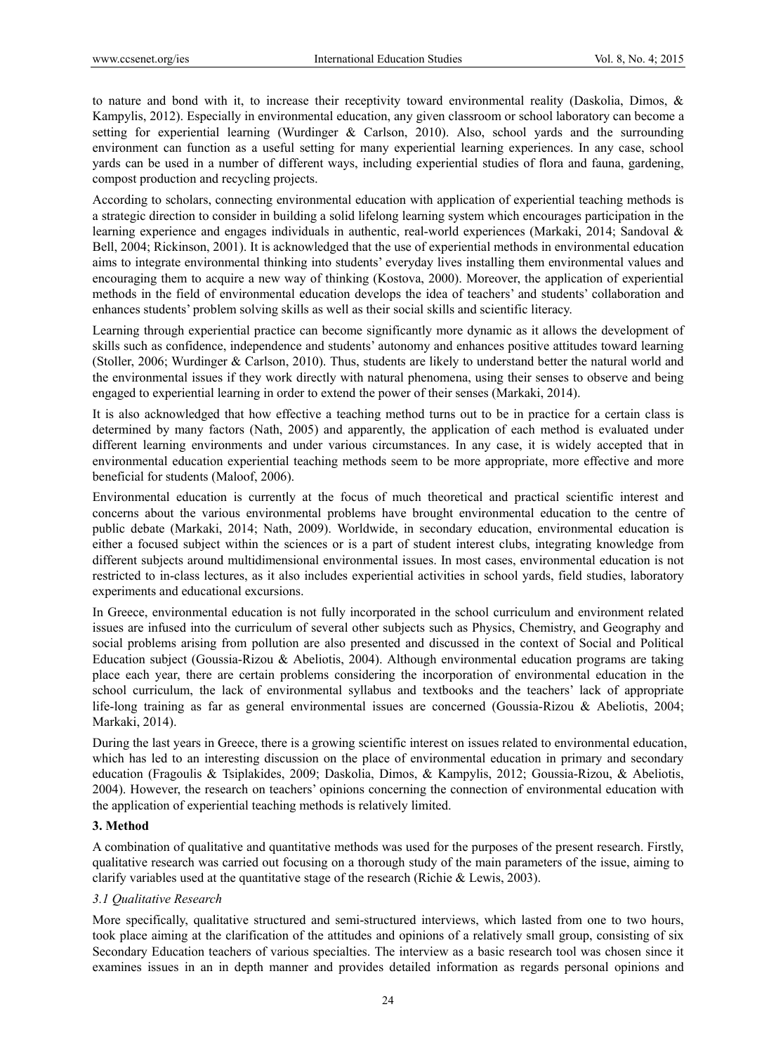to nature and bond with it, to increase their receptivity toward environmental reality (Daskolia, Dimos, & Kampylis, 2012). Especially in environmental education, any given classroom or school laboratory can become a setting for experiential learning (Wurdinger & Carlson, 2010). Also, school yards and the surrounding environment can function as a useful setting for many experiential learning experiences. In any case, school yards can be used in a number of different ways, including experiential studies of flora and fauna, gardening, compost production and recycling projects.

According to scholars, connecting environmental education with application of experiential teaching methods is a strategic direction to consider in building a solid lifelong learning system which encourages participation in the learning experience and engages individuals in authentic, real-world experiences (Markaki, 2014; Sandoval & Bell, 2004; Rickinson, 2001). It is acknowledged that the use of experiential methods in environmental education aims to integrate environmental thinking into students' everyday lives installing them environmental values and encouraging them to acquire a new way of thinking (Kostova, 2000). Moreover, the application of experiential methods in the field of environmental education develops the idea of teachers' and students' collaboration and enhances students' problem solving skills as well as their social skills and scientific literacy.

Learning through experiential practice can become significantly more dynamic as it allows the development of skills such as confidence, independence and students' autonomy and enhances positive attitudes toward learning (Stoller, 2006; Wurdinger & Carlson, 2010). Thus, students are likely to understand better the natural world and the environmental issues if they work directly with natural phenomena, using their senses to observe and being engaged to experiential learning in order to extend the power of their senses (Markaki, 2014).

It is also acknowledged that how effective a teaching method turns out to be in practice for a certain class is determined by many factors (Nath, 2005) and apparently, the application of each method is evaluated under different learning environments and under various circumstances. In any case, it is widely accepted that in environmental education experiential teaching methods seem to be more appropriate, more effective and more beneficial for students (Maloof, 2006).

Environmental education is currently at the focus of much theoretical and practical scientific interest and concerns about the various environmental problems have brought environmental education to the centre of public debate (Markaki, 2014; Nath, 2009). Worldwide, in secondary education, environmental education is either a focused subject within the sciences or is a part of student interest clubs, integrating knowledge from different subjects around multidimensional environmental issues. In most cases, environmental education is not restricted to in-class lectures, as it also includes experiential activities in school yards, field studies, laboratory experiments and educational excursions.

In Greece, environmental education is not fully incorporated in the school curriculum and environment related issues are infused into the curriculum of several other subjects such as Physics, Chemistry, and Geography and social problems arising from pollution are also presented and discussed in the context of Social and Political Education subject (Goussia-Rizou & Abeliotis, 2004). Although environmental education programs are taking place each year, there are certain problems considering the incorporation of environmental education in the school curriculum, the lack of environmental syllabus and textbooks and the teachers' lack of appropriate life-long training as far as general environmental issues are concerned (Goussia-Rizou & Abeliotis, 2004; Markaki, 2014).

During the last years in Greece, there is a growing scientific interest on issues related to environmental education, which has led to an interesting discussion on the place of environmental education in primary and secondary education (Fragoulis & Tsiplakides, 2009; Daskolia, Dimos, & Kampylis, 2012; Goussia-Rizou, & Abeliotis, 2004). However, the research on teachers' opinions concerning the connection of environmental education with the application of experiential teaching methods is relatively limited.

## 3. Method

A combination of qualitative and quantitative methods was used for the purposes of the present research. Firstly, qualitative research was carried out focusing on a thorough study of the main parameters of the issue, aiming to clarify variables used at the quantitative stage of the research (Richie & Lewis, 2003).

### *3.1 Qualitative Research*

More specifically, qualitative structured and semi-structured interviews, which lasted from one to two hours, took place aiming at the clarification of the attitudes and opinions of a relatively small group, consisting of six Secondary Education teachers of various specialties. The interview as a basic research tool was chosen since it examines issues in an in depth manner and provides detailed information as regards personal opinions and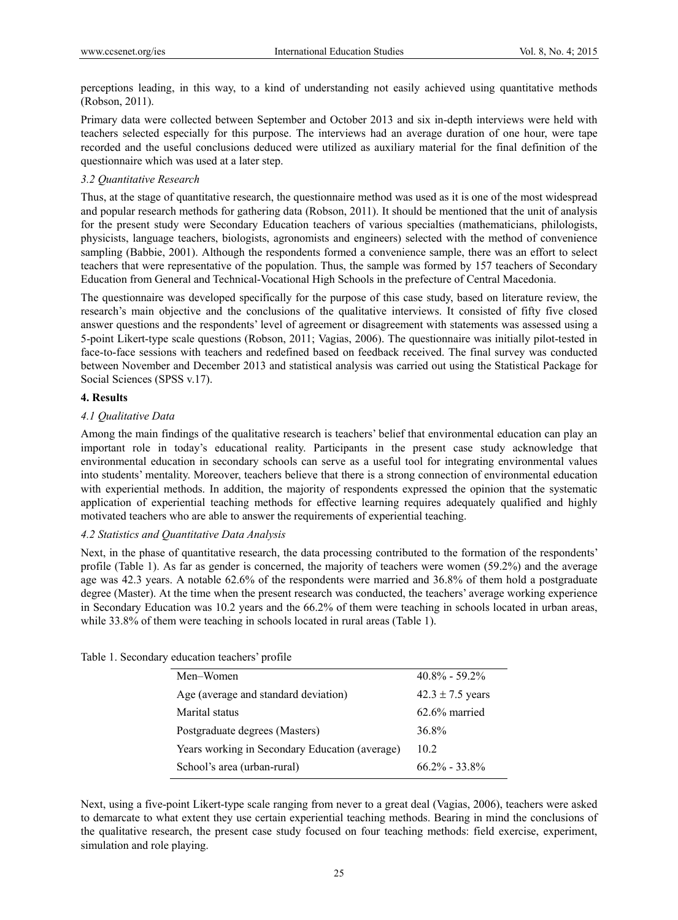perceptions leading, in this way, to a kind of understanding not easily achieved using quantitative methods (Robson, 2011).

Primary data were collected between September and October 2013 and six in-depth interviews were held with teachers selected especially for this purpose. The interviews had an average duration of one hour, were tape recorded and the useful conclusions deduced were utilized as auxiliary material for the final definition of the questionnaire which was used at a later step.

### *3.2 Quantitative Research*

Thus, at the stage of quantitative research, the questionnaire method was used as it is one of the most widespread and popular research methods for gathering data (Robson, 2011). It should be mentioned that the unit of analysis for the present study were Secondary Education teachers of various specialties (mathematicians, philologists, physicists, language teachers, biologists, agronomists and engineers) selected with the method of convenience sampling (Babbie, 2001). Although the respondents formed a convenience sample, there was an effort to select teachers that were representative of the population. Thus, the sample was formed by 157 teachers of Secondary Education from General and Technical-Vocational High Schools in the prefecture of Central Macedonia.

The questionnaire was developed specifically for the purpose of this case study, based on literature review, the research's main objective and the conclusions of the qualitative interviews. It consisted of fifty five closed answer questions and the respondents' level of agreement or disagreement with statements was assessed using a 5-point Likert-type scale questions (Robson, 2011; Vagias, 2006). The questionnaire was initially pilot-tested in face-to-face sessions with teachers and redefined based on feedback received. The final survey was conducted between November and December 2013 and statistical analysis was carried out using the Statistical Package for Social Sciences (SPSS v.17).

## **4. Results**

### *4.1 Qualitative Data*

Among the main findings of the qualitative research is teachers' belief that environmental education can play an important role in today's educational reality. Participants in the present case study acknowledge that environmental education in secondary schools can serve as a useful tool for integrating environmental values into students' mentality. Moreover, teachers believe that there is a strong connection of environmental education with experiential methods. In addition, the majority of respondents expressed the opinion that the systematic application of experiential teaching methods for effective learning requires adequately qualified and highly motivated teachers who are able to answer the requirements of experiential teaching.

### *4.2 Statistics and Quantitative Data Analysis*

Next, in the phase of quantitative research, the data processing contributed to the formation of the respondents' profile (Table 1). As far as gender is concerned, the majority of teachers were women (59.2%) and the average age was 42.3 years. A notable 62.6% of the respondents were married and 36.8% of them hold a postgraduate degree (Master). At the time when the present research was conducted, the teachers' average working experience in Secondary Education was 10.2 years and the 66.2% of them were teaching in schools located in urban areas, while 33.8% of them were teaching in schools located in rural areas (Table 1).

Table 1. Secondary education teachers' profile

| | |
|---|---|
| Men–Women | 40.8% - 59.2% |
| Age (average and standard deviation) | $42.3 \pm 7.5$ years |
| Marital status | 62.6% married |
| Postgraduate degrees (Masters) | 36.8% |
| Years working in Secondary Education (average) | 10.2 |
| School's area (urban-rural) | 66.2% - 33.8% |

Next, using a five-point Likert-type scale ranging from never to a great deal (Vagias, 2006), teachers were asked to demarcate to what extent they use certain experiential teaching methods. Bearing in mind the conclusions of the qualitative research, the present case study focused on four teaching methods: field exercise, experiment, simulation and role playing.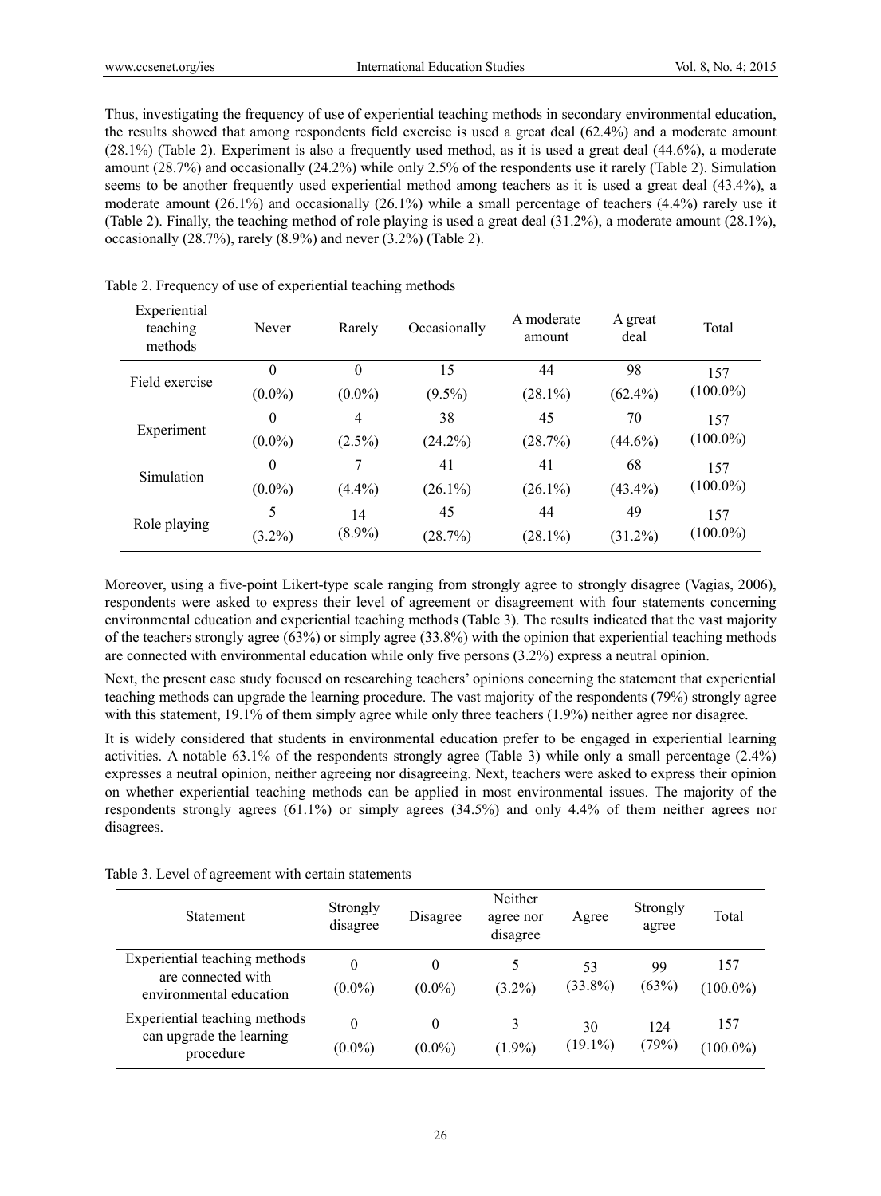Thus, investigating the frequency of use of experiential teaching methods in secondary environmental education, the results showed that among respondents field exercise is used a great deal (62.4%) and a moderate amount (28.1%) (Table 2). Experiment is also a frequently used method, as it is used a great deal (44.6%), a moderate amount (28.7%) and occasionally (24.2%) while only 2.5% of the respondents use it rarely (Table 2). Simulation seems to be another frequently used experiential method among teachers as it is used a great deal (43.4%), a moderate amount (26.1%) and occasionally (26.1%) while a small percentage of teachers (4.4%) rarely use it (Table 2). Finally, the teaching method of role playing is used a great deal (31.2%), a moderate amount (28.1%), occasionally (28.7%), rarely (8.9%) and never (3.2%) (Table 2).

Table 2. Frequency of use of experiential teaching methods

| Experiential teaching methods | Never | Rarely | Occasionally | A moderate amount | A great deal | Total |
|---|---|---|---|---|---|---|
| Field exercise | 0 (0.0%) | 0 (0.0%) | 15 (9.5%) | 44 (28.1%) | 98 (62.4%) | 157 (100.0%) |
| Experiment | 0 (0.0%) | 4 (2.5%) | 38 (24.2%) | 45 (28.7%) | 70 (44.6%) | 157 (100.0%) |
| Simulation | 0 (0.0%) | 7 (4.4%) | 41 (26.1%) | 41 (26.1%) | 68 (43.4%) | 157 (100.0%) |
| Role playing | 5 (3.2%) | 14 (8.9%) | 45 (28.7%) | 44 (28.1%) | 49 (31.2%) | 157 (100.0%) |

Moreover, using a five-point Likert-type scale ranging from strongly agree to strongly disagree (Vagias, 2006), respondents were asked to express their level of agreement or disagreement with four statements concerning environmental education and experiential teaching methods (Table 3). The results indicated that the vast majority of the teachers strongly agree (63%) or simply agree (33.8%) with the opinion that experiential teaching methods are connected with environmental education while only five persons (3.2%) express a neutral opinion.

Next, the present case study focused on researching teachers' opinions concerning the statement that experiential teaching methods can upgrade the learning procedure. The vast majority of the respondents (79%) strongly agree with this statement, 19.1% of them simply agree while only three teachers (1.9%) neither agree nor disagree.

It is widely considered that students in environmental education prefer to be engaged in experiential learning activities. A notable 63.1% of the respondents strongly agree (Table 3) while only a small percentage (2.4%) expresses a neutral opinion, neither agreeing nor disagreeing. Next, teachers were asked to express their opinion on whether experiential teaching methods can be applied in most environmental issues. The majority of the respondents strongly agrees (61.1%) or simply agrees (34.5%) and only 4.4% of them neither agrees nor disagrees.

Table 3. Level of agreement with certain statements

| Statement | Strongly disagree | Disagree | Neither agree nor disagree | Agree | Strongly agree | Total |
|---|---|---|---|---|---|---|
| Experiential teaching methods are connected with environmental education | 0 (0.0%) | 0 (0.0%) | 5 (3.2%) | 53 (33.8%) | 99 (63%) | 157 (100.0%) |
| Experiential teaching methods can upgrade the learning procedure | 0 (0.0%) | 0 (0.0%) | 3 (1.9%) | 30 (19.1%) | 124 (79%) | 157 (100.0%) |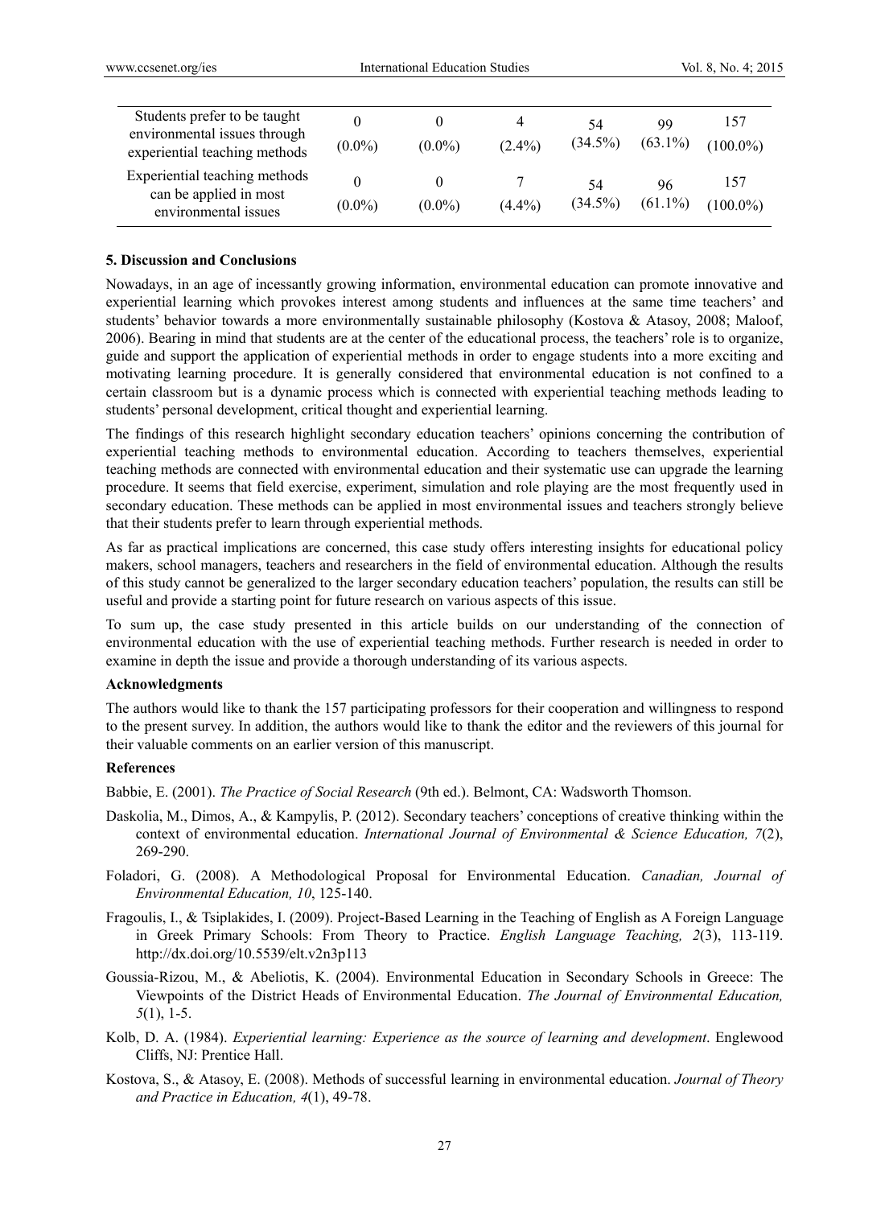| | | | | | | |
|---|---|---|---|---|---|---|
| Students prefer to be taught environmental issues through experiential teaching methods | 0 (0.0%) | 0 (0.0%) | 4 (2.4%) | 54 (34.5%) | 99 (63.1%) | 157 (100.0%) |
| Experiential teaching methods can be applied in most environmental issues | 0 (0.0%) | 0 (0.0%) | 7 (4.4%) | 54 (34.5%) | 96 (61.1%) | 157 (100.0%) |

**5. Discussion and Conclusions**

Nowadays, in an age of incessantly growing information, environmental education can promote innovative and experiential learning which provokes interest among students and influences at the same time teachers' and students' behavior towards a more environmentally sustainable philosophy (Kostova & Atasoy, 2008; Maloof, 2006). Bearing in mind that students are at the center of the educational process, the teachers' role is to organize, guide and support the application of experiential methods in order to engage students into a more exciting and motivating learning procedure. It is generally considered that environmental education is not confined to a certain classroom but is a dynamic process which is connected with experiential teaching methods leading to students' personal development, critical thought and experiential learning.

The findings of this research highlight secondary education teachers' opinions concerning the contribution of experiential teaching methods to environmental education. According to teachers themselves, experiential teaching methods are connected with environmental education and their systematic use can upgrade the learning procedure. It seems that field exercise, experiment, simulation and role playing are the most frequently used in secondary education. These methods can be applied in most environmental issues and teachers strongly believe that their students prefer to learn through experiential methods.

As far as practical implications are concerned, this case study offers interesting insights for educational policy makers, school managers, teachers and researchers in the field of environmental education. Although the results of this study cannot be generalized to the larger secondary education teachers' population, the results can still be useful and provide a starting point for future research on various aspects of this issue.

To sum up, the case study presented in this article builds on our understanding of the connection of environmental education with the use of experiential teaching methods. Further research is needed in order to examine in depth the issue and provide a thorough understanding of its various aspects.

**Acknowledgments**

The authors would like to thank the 157 participating professors for their cooperation and willingness to respond to the present survey. In addition, the authors would like to thank the editor and the reviewers of this journal for their valuable comments on an earlier version of this manuscript.

**References**

Babbie, E. (2001). *The Practice of Social Research* (9th ed.). Belmont, CA: Wadsworth Thomson.

Daskolia, M., Dimos, A., & Kampylis, P. (2012). Secondary teachers' conceptions of creative thinking within the context of environmental education. *International Journal of Environmental & Science Education, 7*(2), 269-290.

Foladori, G. (2008). A Methodological Proposal for Environmental Education. *Canadian, Journal of Environmental Education, 10*, 125-140.

Fragoulis, I., & Tsiplakides, I. (2009). Project-Based Learning in the Teaching of English as A Foreign Language in Greek Primary Schools: From Theory to Practice. *English Language Teaching, 2*(3), 113-119. http://dx.doi.org/10.5539/elt.v2n3p113

Goussia-Rizou, M., & Abeliotis, K. (2004). Environmental Education in Secondary Schools in Greece: The Viewpoints of the District Heads of Environmental Education. *The Journal of Environmental Education, 5*(1), 1-5.

Kolb, D. A. (1984). *Experiential learning: Experience as the source of learning and development*. Englewood Cliffs, NJ: Prentice Hall.

Kostova, S., & Atasoy, E. (2008). Methods of successful learning in environmental education. *Journal of Theory and Practice in Education, 4*(1), 49-78.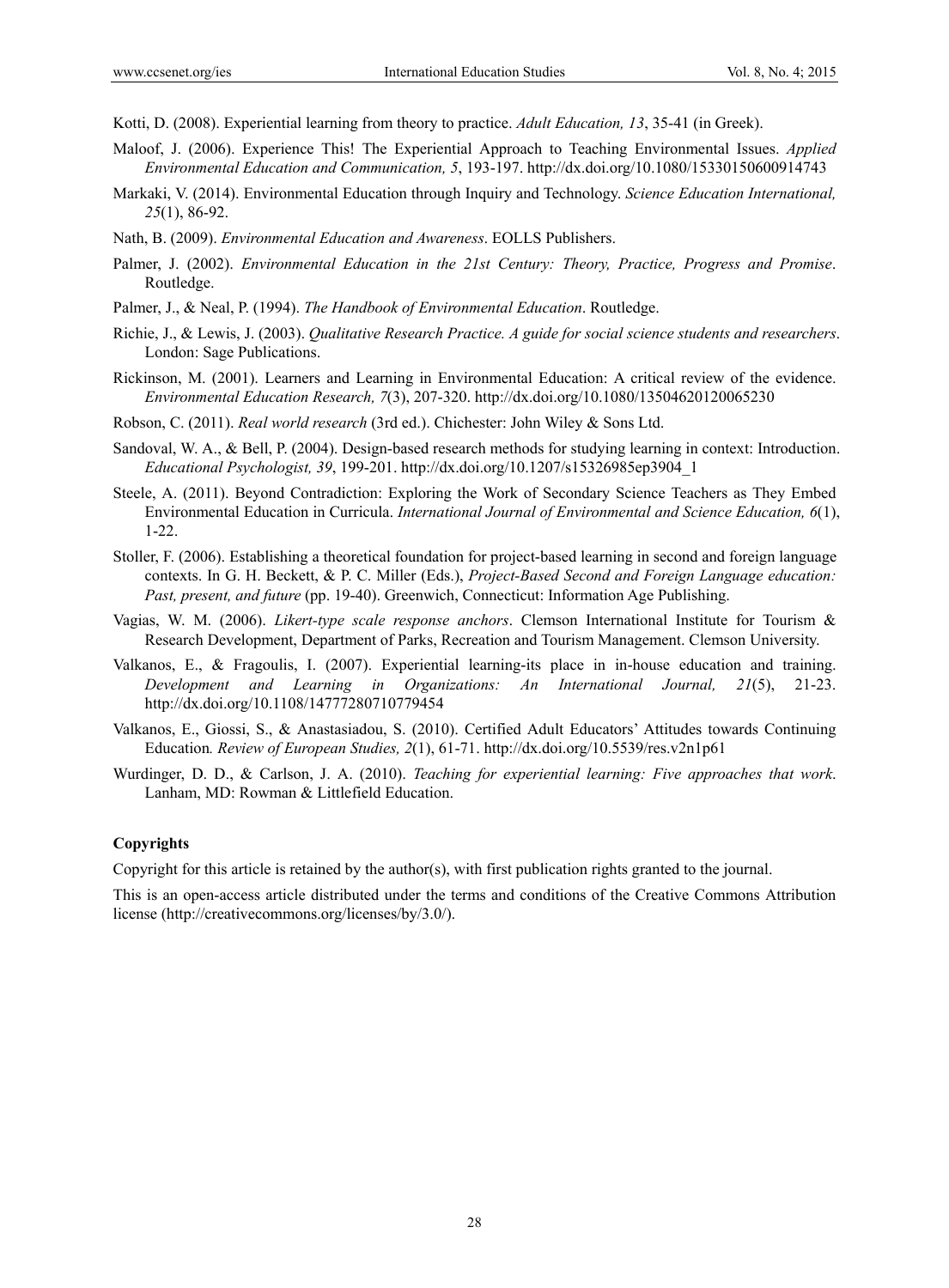Kotti, D. (2008). Experiential learning from theory to practice. *Adult Education, 13*, 35-41 (in Greek).

Maloof, J. (2006). Experience This! The Experiential Approach to Teaching Environmental Issues. *Applied Environmental Education and Communication, 5*, 193-197. http://dx.doi.org/10.1080/15330150600914743

Markaki, V. (2014). Environmental Education through Inquiry and Technology. *Science Education International, 25*(1), 86-92.

Nath, B. (2009). *Environmental Education and Awareness*. EOLLS Publishers.

Palmer, J. (2002). *Environmental Education in the 21st Century: Theory, Practice, Progress and Promise*. Routledge.

Palmer, J., & Neal, P. (1994). *The Handbook of Environmental Education*. Routledge.

Richie, J., & Lewis, J. (2003). *Qualitative Research Practice. A guide for social science students and researchers*. London: Sage Publications.

Rickinson, M. (2001). Learners and Learning in Environmental Education: A critical review of the evidence. *Environmental Education Research, 7*(3), 207-320. http://dx.doi.org/10.1080/13504620120065230

Robson, C. (2011). *Real world research* (3rd ed.). Chichester: John Wiley & Sons Ltd.

Sandoval, W. A., & Bell, P. (2004). Design-based research methods for studying learning in context: Introduction. *Educational Psychologist, 39*, 199-201. http://dx.doi.org/10.1207/s15326985ep3904_1

Steele, A. (2011). Beyond Contradiction: Exploring the Work of Secondary Science Teachers as They Embed Environmental Education in Curricula. *International Journal of Environmental and Science Education, 6*(1), 1-22.

Stoller, F. (2006). Establishing a theoretical foundation for project-based learning in second and foreign language contexts. In G. H. Beckett, & P. C. Miller (Eds.), *Project-Based Second and Foreign Language education: Past, present, and future* (pp. 19-40). Greenwich, Connecticut: Information Age Publishing.

Vagias, W. M. (2006). *Likert-type scale response anchors*. Clemson International Institute for Tourism & Research Development, Department of Parks, Recreation and Tourism Management. Clemson University.

Valkanos, E., & Fragoulis, I. (2007). Experiential learning-its place in in-house education and training. *Development and Learning in Organizations: An International Journal, 21*(5), 21-23. http://dx.doi.org/10.1108/14777280710779454

Valkanos, E., Giossi, S., & Anastasiadou, S. (2010). Certified Adult Educators' Attitudes towards Continuing Education*. Review of European Studies, 2*(1), 61-71. http://dx.doi.org/10.5539/res.v2n1p61

Wurdinger, D. D., & Carlson, J. A. (2010). *Teaching for experiential learning: Five approaches that work*. Lanham, MD: Rowman & Littlefield Education.

### Copyrights

Copyright for this article is retained by the author(s), with first publication rights granted to the journal.

This is an open-access article distributed under the terms and conditions of the Creative Commons Attribution license (http://creativecommons.org/licenses/by/3.0/).